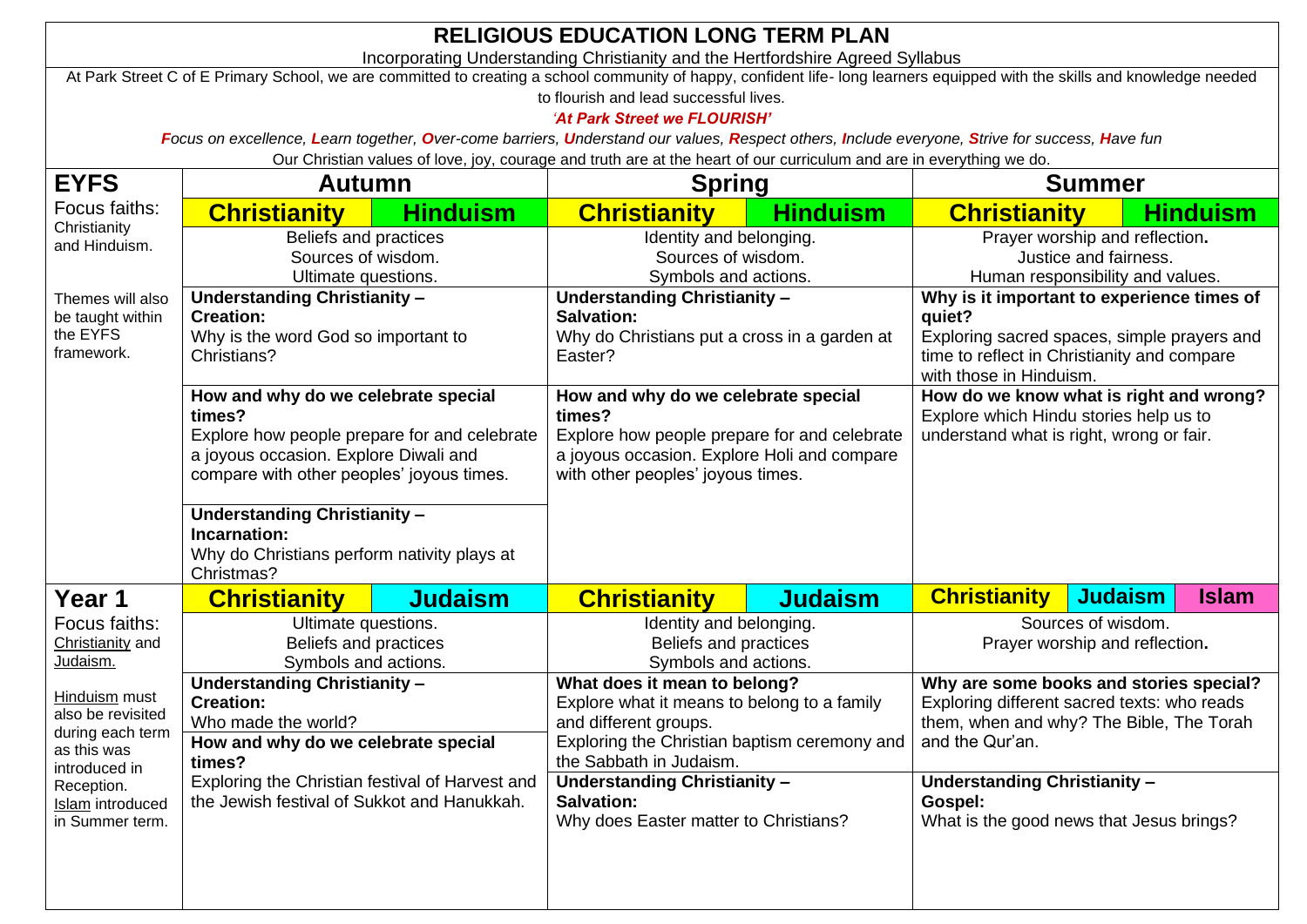# RELIGIOUS EDUCATION LONG TERM PLAN

Incorporating Understanding Christianity and the Hertfordshire Agreed Syllabus

At Park Street C of E Primary School, we are committed to creating a school community of happy, confident life- long learners equipped with the skills and knowledge needed to flourish and lead successful lives.

***'At Park Street we FLOURISH'***

***F**ocus on excellence, **L**earn together, **O**ver-come barriers, **U**nderstand our values, **R**espect others, **I**nclude everyone, **S**trive for success, **H**ave fun*

Our Christian values of love, joy, courage and truth are at the heart of our curriculum and are in everything we do.

| | Autumn | Spring | Summer |
|---|---|---|---|
| **EYFS**<br>Focus faiths: Christianity and Hinduism.<br><br>Themes will also be taught within the EYFS framework. | **Christianity** / **Hinduism**<br>Beliefs and practices<br>Sources of wisdom.<br>Ultimate questions. | **Christianity** / **Hinduism**<br>Identity and belonging.<br>Sources of wisdom.<br>Symbols and actions. | **Christianity** / **Hinduism**<br>Prayer worship and reflection.<br>Justice and fairness.<br>Human responsibility and values. |
| | **Understanding Christianity – Creation:**<br>Why is the word God so important to Christians? | **Understanding Christianity – Salvation:**<br>Why do Christians put a cross in a garden at Easter? | **Why is it important to experience times of quiet?**<br>Exploring sacred spaces, simple prayers and time to reflect in Christianity and compare with those in Hinduism. |
| | **How and why do we celebrate special times?**<br>Explore how people prepare for and celebrate a joyous occasion. Explore Diwali and compare with other peoples' joyous times.<br><br>**Understanding Christianity – Incarnation:**<br>Why do Christians perform nativity plays at Christmas? | **How and why do we celebrate special times?**<br>Explore how people prepare for and celebrate a joyous occasion. Explore Holi and compare with other peoples' joyous times. | **How do we know what is right and wrong?**<br>Explore which Hindu stories help us to understand what is right, wrong or fair. |
| **Year 1**<br>Focus faiths: Christianity and Judaism.<br><br>Hinduism must also be revisited during each term as this was introduced in Reception. Islam introduced in Summer term. | **Christianity** / **Judaism**<br>Ultimate questions.<br>Beliefs and practices<br>Symbols and actions. | **Christianity** / **Judaism**<br>Identity and belonging.<br>Beliefs and practices<br>Symbols and actions. | **Christianity** / **Judaism** / **Islam**<br>Sources of wisdom.<br>Prayer worship and reflection. |
| | **Understanding Christianity – Creation:**<br>Who made the world?<br>**How and why do we celebrate special times?**<br>Exploring the Christian festival of Harvest and the Jewish festival of Sukkot and Hanukkah. | **What does it mean to belong?**<br>Explore what it means to belong to a family and different groups.<br>Exploring the Christian baptism ceremony and the Sabbath in Judaism.<br>**Understanding Christianity – Salvation:**<br>Why does Easter matter to Christians? | **Why are some books and stories special?**<br>Exploring different sacred texts: who reads them, when and why? The Bible, The Torah and the Qur'an.<br>**Understanding Christianity – Gospel:**<br>What is the good news that Jesus brings? |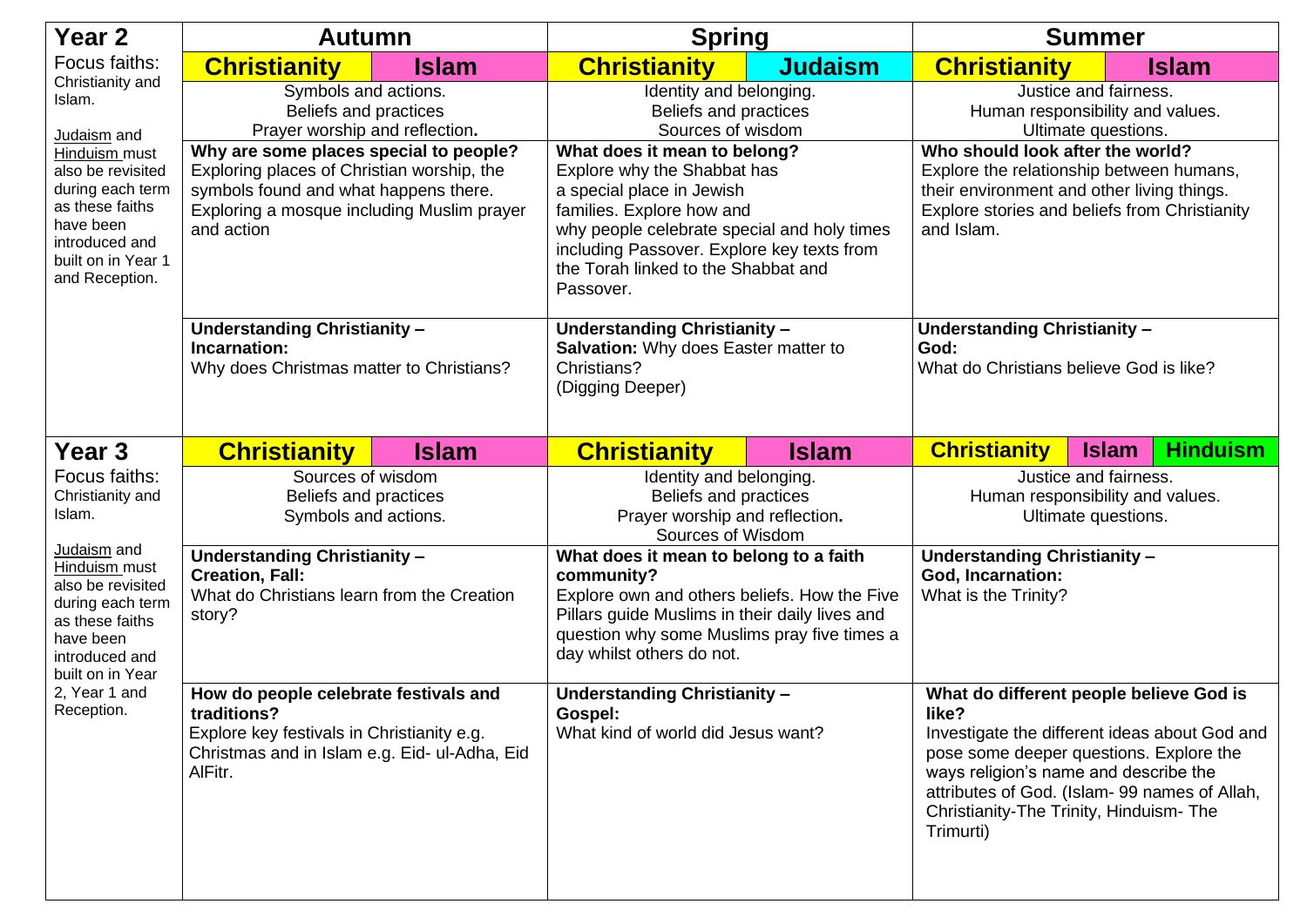| **Year 2** | **Autumn** | | **Spring** | | **Summer** | |
|---|---|---|---|---|---|---|
| Focus faiths: Christianity and Islam.<br><br>Judaism and Hinduism must also be revisited during each term as these faiths have been introduced and built on in Year 1 and Reception. | **Christianity** | **Islam** | **Christianity** | **Judaism** | **Christianity** | **Islam** |
| | Symbols and actions.<br>Beliefs and practices<br>Prayer worship and reflection**.** | | Identity and belonging.<br>Beliefs and practices<br>Sources of wisdom | | Justice and fairness.<br>Human responsibility and values.<br>Ultimate questions. | |
| | **Why are some places special to people?**<br>Exploring places of Christian worship, the symbols found and what happens there. Exploring a mosque including Muslim prayer and action | | **What does it mean to belong?**<br>Explore why the Shabbat has a special place in Jewish families. Explore how and why people celebrate special and holy times including Passover. Explore key texts from the Torah linked to the Shabbat and Passover. | | **Who should look after the world?**<br>Explore the relationship between humans, their environment and other living things. Explore stories and beliefs from Christianity and Islam. | |
| | **Understanding Christianity – Incarnation:**<br>Why does Christmas matter to Christians? | | **Understanding Christianity – Salvation:** Why does Easter matter to Christians?<br>(Digging Deeper) | | **Understanding Christianity – God:**<br>What do Christians believe God is like? | |

| **Year 3** | **Autumn** | | **Spring** | | **Summer** | | |
|---|---|---|---|---|---|---|---|
| Focus faiths: Christianity and Islam.<br><br>Judaism and Hinduism must also be revisited during each term as these faiths have been introduced and built on in Year 2, Year 1 and Reception. | **Christianity** | **Islam** | **Christianity** | **Islam** | **Christianity** | **Islam** | **Hinduism** |
| | Sources of wisdom<br>Beliefs and practices<br>Symbols and actions. | | Identity and belonging.<br>Beliefs and practices<br>Prayer worship and reflection**.**<br>Sources of Wisdom | | Justice and fairness.<br>Human responsibility and values.<br>Ultimate questions. | | |
| | **Understanding Christianity – Creation, Fall:**<br>What do Christians learn from the Creation story? | | **What does it mean to belong to a faith community?**<br>Explore own and others beliefs. How the Five Pillars guide Muslims in their daily lives and question why some Muslims pray five times a day whilst others do not. | | **Understanding Christianity – God, Incarnation:**<br>What is the Trinity? | | |
| | **How do people celebrate festivals and traditions?**<br>Explore key festivals in Christianity e.g. Christmas and in Islam e.g. Eid- ul-Adha, Eid AlFitr. | | **Understanding Christianity – Gospel:**<br>What kind of world did Jesus want? | | **What do different people believe God is like?**<br>Investigate the different ideas about God and pose some deeper questions. Explore the ways religion's name and describe the attributes of God. (Islam- 99 names of Allah, Christianity-The Trinity, Hinduism- The Trimurti) | | |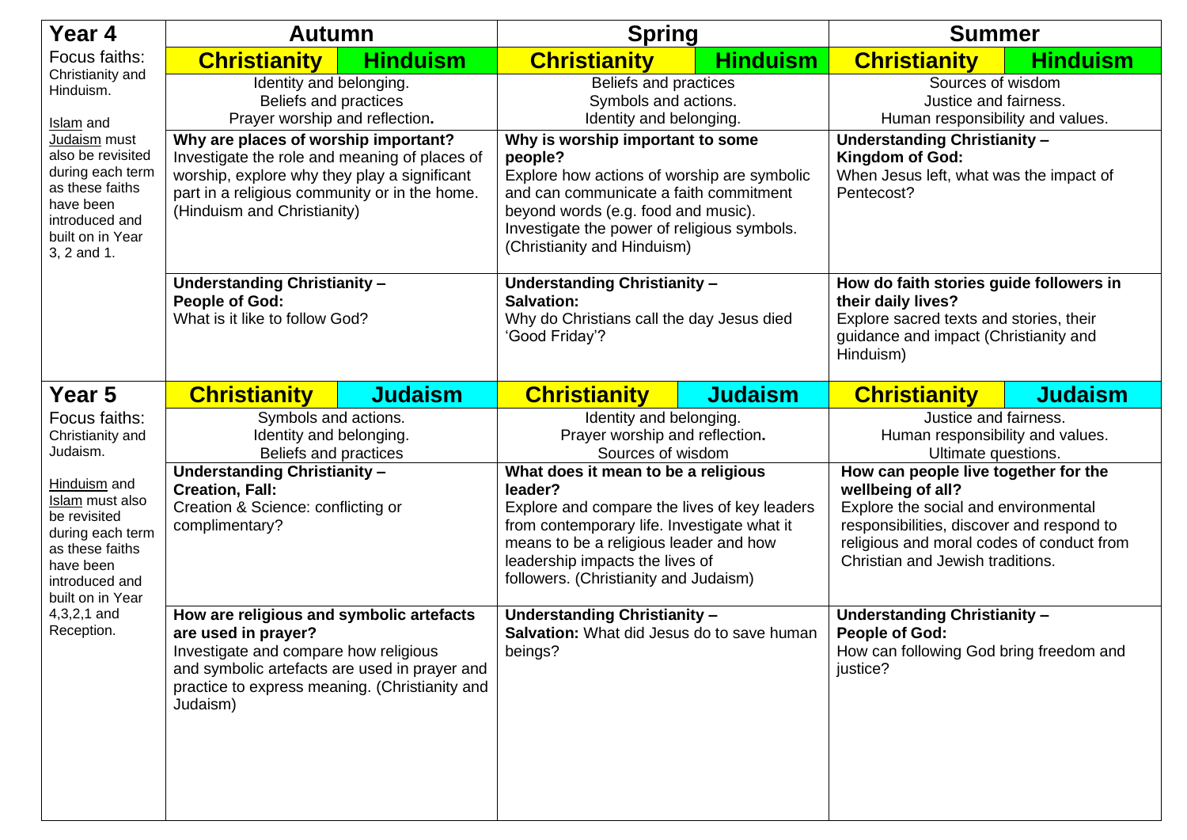| **Year 4** | **Autumn** | | **Spring** | | **Summer** | |
|---|---|---|---|---|---|---|
| Focus faiths: Christianity and Hinduism.<br><br>Islam and Judaism must also be revisited during each term as these faiths have been introduced and built on in Year 3, 2 and 1. | **Christianity** | **Hinduism** | **Christianity** | **Hinduism** | **Christianity** | **Hinduism** |
| | Identity and belonging.<br>Beliefs and practices<br>Prayer worship and reflection**.** | | Beliefs and practices<br>Symbols and actions.<br>Identity and belonging. | | Sources of wisdom<br>Justice and fairness.<br>Human responsibility and values. | |
| | **Why are places of worship important?**<br>Investigate the role and meaning of places of worship, explore why they play a significant part in a religious community or in the home. (Hinduism and Christianity) | | **Why is worship important to some people?**<br>Explore how actions of worship are symbolic and can communicate a faith commitment beyond words (e.g. food and music). Investigate the power of religious symbols. (Christianity and Hinduism) | | **Understanding Christianity – Kingdom of God:**<br>When Jesus left, what was the impact of Pentecost? | |
| | **Understanding Christianity – People of God:**<br>What is it like to follow God? | | **Understanding Christianity – Salvation:**<br>Why do Christians call the day Jesus died 'Good Friday'? | | **How do faith stories guide followers in their daily lives?**<br>Explore sacred texts and stories, their guidance and impact (Christianity and Hinduism) | |
| **Year 5** | **Christianity** | **Judaism** | **Christianity** | **Judaism** | **Christianity** | **Judaism** |
| Focus faiths: Christianity and Judaism.<br><br>Hinduism and Islam must also be revisited during each term as these faiths have been introduced and built on in Year 4,3,2,1 and Reception. | Symbols and actions.<br>Identity and belonging.<br>Beliefs and practices | | Identity and belonging.<br>Prayer worship and reflection**.**<br>Sources of wisdom | | Justice and fairness.<br>Human responsibility and values.<br>Ultimate questions. | |
| | **Understanding Christianity – Creation, Fall:**<br>Creation & Science: conflicting or complimentary? | | **What does it mean to be a religious leader?**<br>Explore and compare the lives of key leaders from contemporary life. Investigate what it means to be a religious leader and how leadership impacts the lives of followers. (Christianity and Judaism) | | **How can people live together for the wellbeing of all?**<br>Explore the social and environmental responsibilities, discover and respond to religious and moral codes of conduct from Christian and Jewish traditions. | |
| | **How are religious and symbolic artefacts are used in prayer?**<br>Investigate and compare how religious and symbolic artefacts are used in prayer and practice to express meaning. (Christianity and Judaism) | | **Understanding Christianity – Salvation:** What did Jesus do to save human beings? | | **Understanding Christianity – People of God:**<br>How can following God bring freedom and justice? | |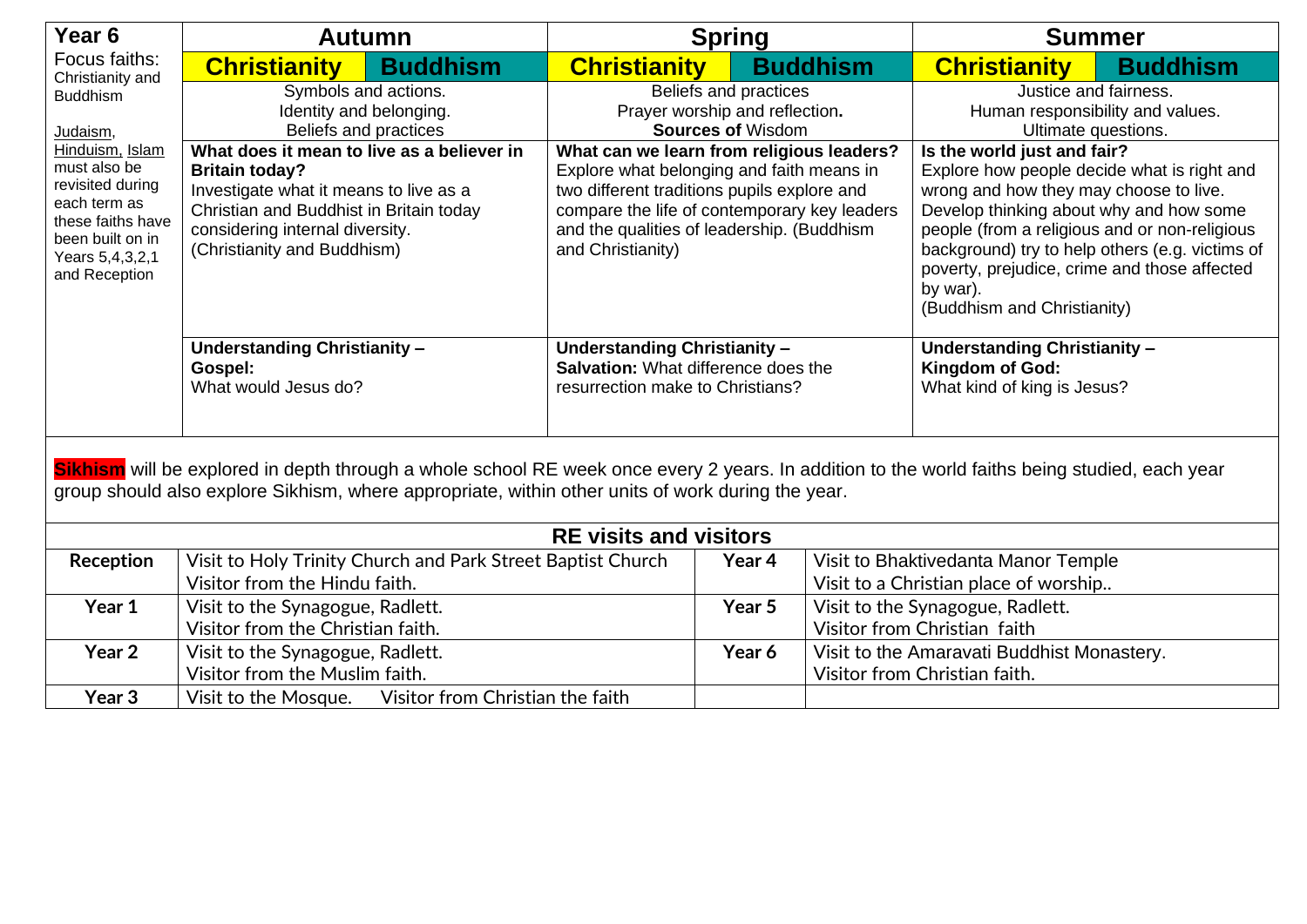| Year 6 | Autumn | | Spring | | Summer | |
|---|---|---|---|---|---|---|
| Focus faiths: Christianity and Buddhism<br><br>Judaism, Hinduism, Islam must also be revisited during each term as these faiths have been built on in Years 5,4,3,2,1 and Reception | **Christianity** | **Buddhism** | **Christianity** | **Buddhism** | **Christianity** | **Buddhism** |
| | Symbols and actions.<br>Identity and belonging.<br>Beliefs and practices | | Beliefs and practices<br>Prayer worship and reflection.<br>**Sources of** Wisdom | | Justice and fairness.<br>Human responsibility and values.<br>Ultimate questions. | |
| | **What does it mean to live as a believer in Britain today?**<br>Investigate what it means to live as a Christian and Buddhist in Britain today considering internal diversity.<br>(Christianity and Buddhism) | | **What can we learn from religious leaders?**<br>Explore what belonging and faith means in two different traditions pupils explore and compare the life of contemporary key leaders and the qualities of leadership. (Buddhism and Christianity) | | **Is the world just and fair?**<br>Explore how people decide what is right and wrong and how they may choose to live. Develop thinking about why and how some people (from a religious and or non-religious background) try to help others (e.g. victims of poverty, prejudice, crime and those affected by war).<br>(Buddhism and Christianity) | |
| | **Understanding Christianity – Gospel:**<br>What would Jesus do? | | **Understanding Christianity –**<br>**Salvation:** What difference does the resurrection make to Christians? | | **Understanding Christianity – Kingdom of God:**<br>What kind of king is Jesus? | |

**Sikhism** will be explored in depth through a whole school RE week once every 2 years. In addition to the world faiths being studied, each year group should also explore Sikhism, where appropriate, within other units of work during the year.

## RE visits and visitors

| | | | |
|---|---|---|---|
| **Reception** | Visit to Holy Trinity Church and Park Street Baptist Church<br>Visitor from the Hindu faith. | **Year 4** | Visit to Bhaktivedanta Manor Temple<br>Visit to a Christian place of worship.. |
| **Year 1** | Visit to the Synagogue, Radlett.<br>Visitor from the Christian faith. | **Year 5** | Visit to the Synagogue, Radlett.<br>Visitor from Christian faith |
| **Year 2** | Visit to the Synagogue, Radlett.<br>Visitor from the Muslim faith. | **Year 6** | Visit to the Amaravati Buddhist Monastery.<br>Visitor from Christian faith. |
| **Year 3** | Visit to the Mosque. Visitor from Christian the faith | | |